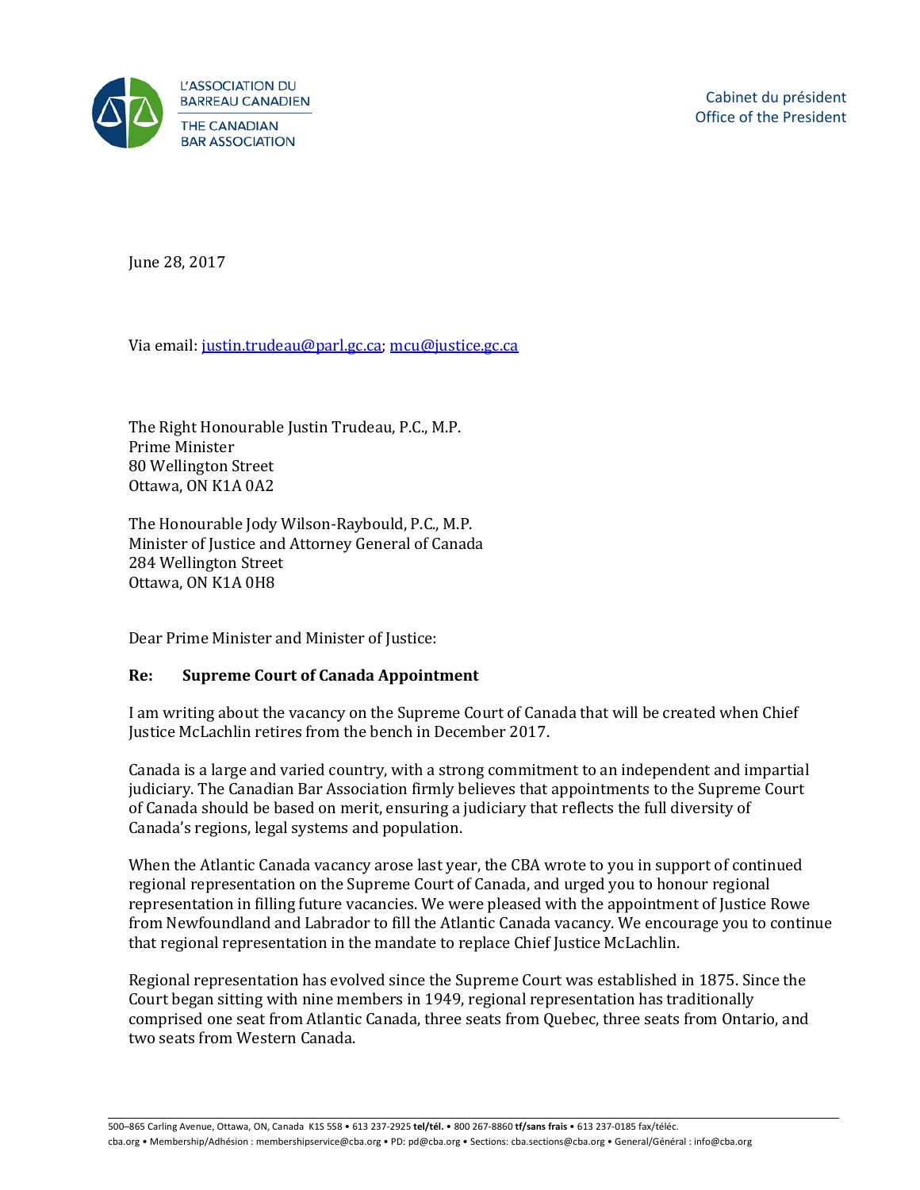L'ASSOCIATION DU BARREAU CANADIEN
THE CANADIAN BAR ASSOCIATION

Cabinet du président
Office of the President

June 28, 2017

Via email: justin.trudeau@parl.gc.ca; mcu@justice.gc.ca

The Right Honourable Justin Trudeau, P.C., M.P.
Prime Minister
80 Wellington Street
Ottawa, ON K1A 0A2

The Honourable Jody Wilson-Raybould, P.C., M.P.
Minister of Justice and Attorney General of Canada
284 Wellington Street
Ottawa, ON K1A 0H8

Dear Prime Minister and Minister of Justice:

**Re: Supreme Court of Canada Appointment**

I am writing about the vacancy on the Supreme Court of Canada that will be created when Chief Justice McLachlin retires from the bench in December 2017.

Canada is a large and varied country, with a strong commitment to an independent and impartial judiciary. The Canadian Bar Association firmly believes that appointments to the Supreme Court of Canada should be based on merit, ensuring a judiciary that reflects the full diversity of Canada's regions, legal systems and population.

When the Atlantic Canada vacancy arose last year, the CBA wrote to you in support of continued regional representation on the Supreme Court of Canada, and urged you to honour regional representation in filling future vacancies. We were pleased with the appointment of Justice Rowe from Newfoundland and Labrador to fill the Atlantic Canada vacancy. We encourage you to continue that regional representation in the mandate to replace Chief Justice McLachlin.

Regional representation has evolved since the Supreme Court was established in 1875. Since the Court began sitting with nine members in 1949, regional representation has traditionally comprised one seat from Atlantic Canada, three seats from Quebec, three seats from Ontario, and two seats from Western Canada.

500–865 Carling Avenue, Ottawa, ON, Canada K1S 5S8 • 613 237-2925 **tel/tél.** • 800 267-8860 **tf/sans frais** • 613 237-0185 fax/téléc.
cba.org • Membership/Adhésion : membershipservice@cba.org • PD: pd@cba.org • Sections: cba.sections@cba.org • General/Général : info@cba.org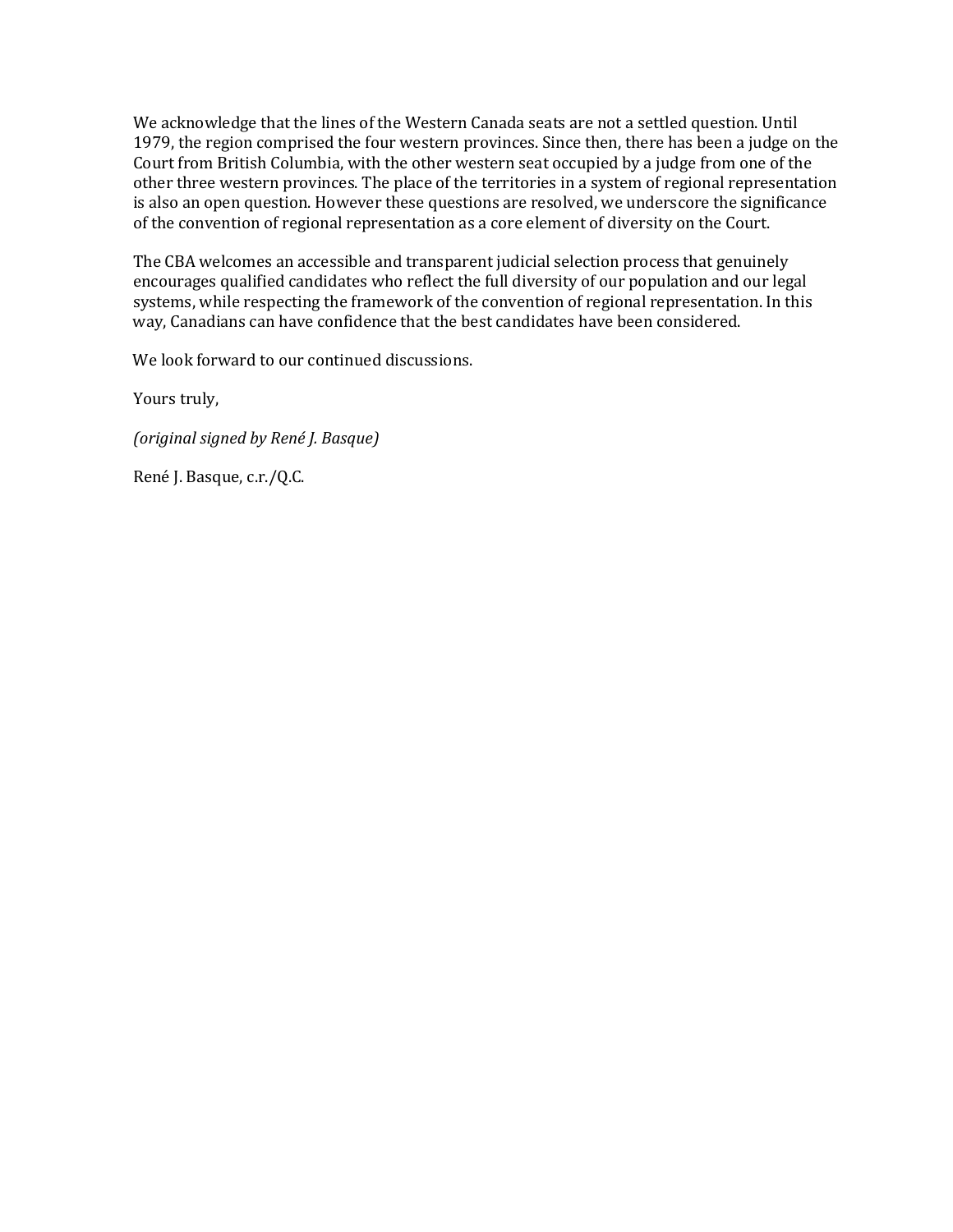We acknowledge that the lines of the Western Canada seats are not a settled question. Until 1979, the region comprised the four western provinces. Since then, there has been a judge on the Court from British Columbia, with the other western seat occupied by a judge from one of the other three western provinces. The place of the territories in a system of regional representation is also an open question. However these questions are resolved, we underscore the significance of the convention of regional representation as a core element of diversity on the Court.

The CBA welcomes an accessible and transparent judicial selection process that genuinely encourages qualified candidates who reflect the full diversity of our population and our legal systems, while respecting the framework of the convention of regional representation. In this way, Canadians can have confidence that the best candidates have been considered.

We look forward to our continued discussions.

Yours truly,

*(original signed by René J. Basque)*

René J. Basque, c.r./Q.C.